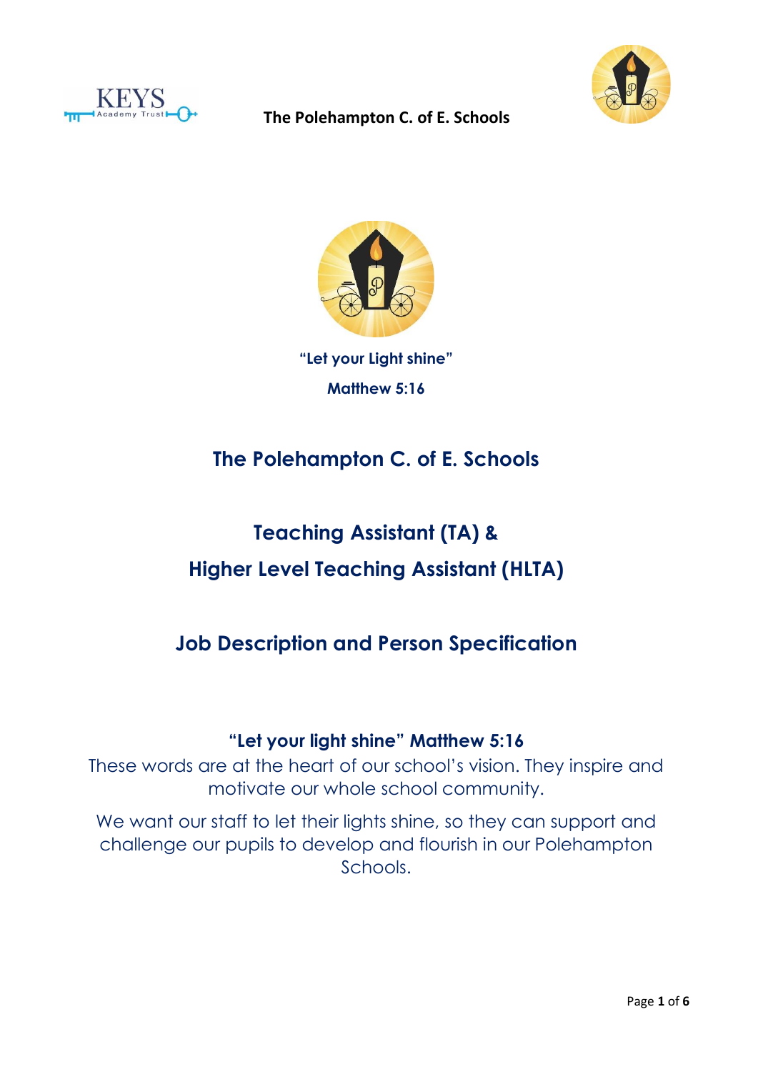KEYS Academy Trust

**The Polehampton C. of E. Schools**

**"Let your Light shine"**

**Matthew 5:16**

## The Polehampton C. of E. Schools

## Teaching Assistant (TA) &
## Higher Level Teaching Assistant (HLTA)

## Job Description and Person Specification

**"Let your light shine" Matthew 5:16**

These words are at the heart of our school's vision. They inspire and motivate our whole school community.

We want our staff to let their lights shine, so they can support and challenge our pupils to develop and flourish in our Polehampton Schools.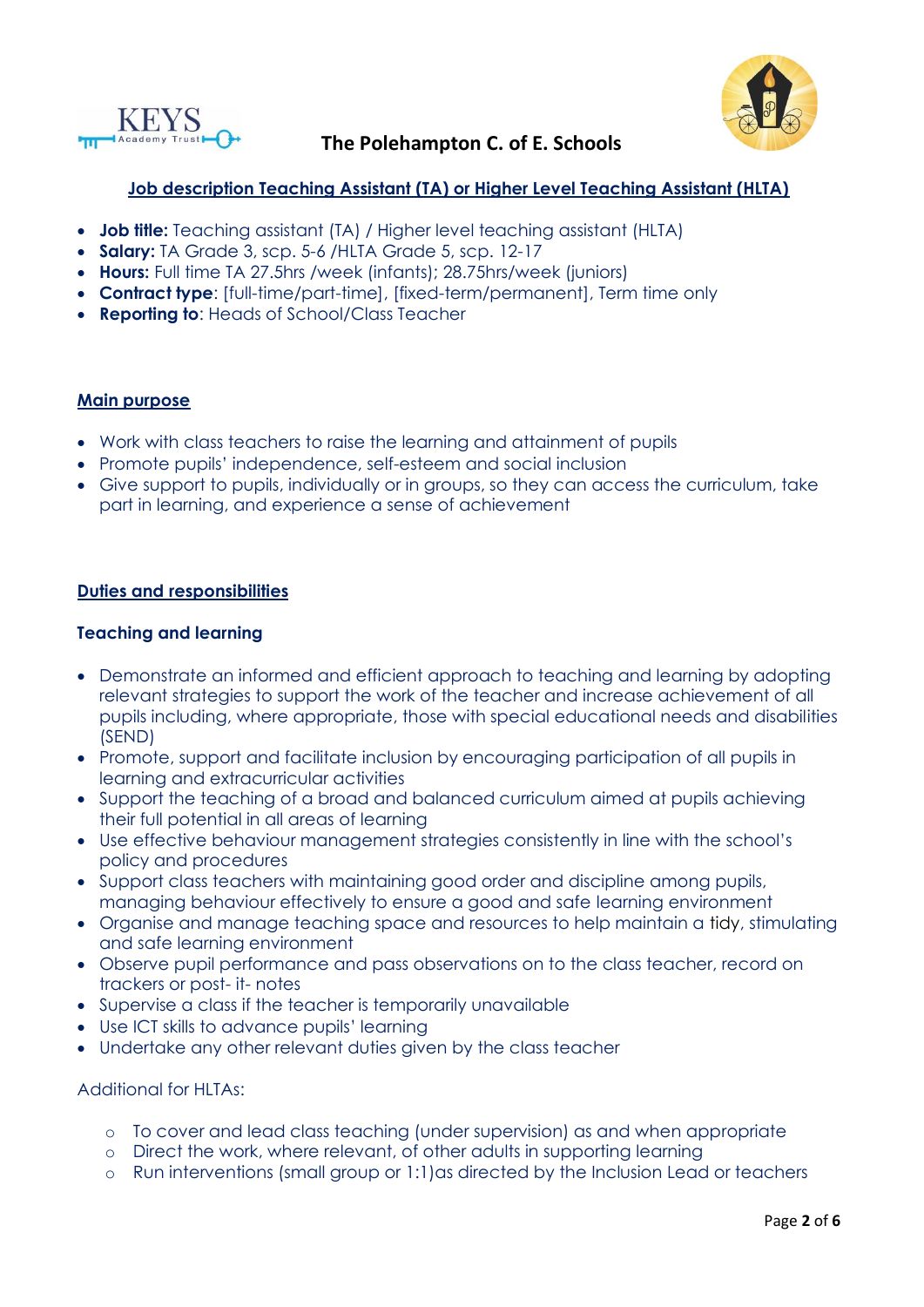The Polehampton C. of E. Schools

## Job description Teaching Assistant (TA) or Higher Level Teaching Assistant (HLTA)

- **Job title:** Teaching assistant (TA) / Higher level teaching assistant (HLTA)
- **Salary:** TA Grade 3, scp. 5-6 /HLTA Grade 5, scp. 12-17
- **Hours:** Full time TA 27.5hrs /week (infants); 28.75hrs/week (juniors)
- **Contract type**: [full-time/part-time], [fixed-term/permanent], Term time only
- **Reporting to**: Heads of School/Class Teacher

## Main purpose

- Work with class teachers to raise the learning and attainment of pupils
- Promote pupils' independence, self-esteem and social inclusion
- Give support to pupils, individually or in groups, so they can access the curriculum, take part in learning, and experience a sense of achievement

## Duties and responsibilities

### Teaching and learning

- Demonstrate an informed and efficient approach to teaching and learning by adopting relevant strategies to support the work of the teacher and increase achievement of all pupils including, where appropriate, those with special educational needs and disabilities (SEND)
- Promote, support and facilitate inclusion by encouraging participation of all pupils in learning and extracurricular activities
- Support the teaching of a broad and balanced curriculum aimed at pupils achieving their full potential in all areas of learning
- Use effective behaviour management strategies consistently in line with the school's policy and procedures
- Support class teachers with maintaining good order and discipline among pupils, managing behaviour effectively to ensure a good and safe learning environment
- Organise and manage teaching space and resources to help maintain a tidy, stimulating and safe learning environment
- Observe pupil performance and pass observations on to the class teacher, record on trackers or post- it- notes
- Supervise a class if the teacher is temporarily unavailable
- Use ICT skills to advance pupils' learning
- Undertake any other relevant duties given by the class teacher

Additional for HLTAs:

- To cover and lead class teaching (under supervision) as and when appropriate
- Direct the work, where relevant, of other adults in supporting learning
- Run interventions (small group or 1:1)as directed by the Inclusion Lead or teachers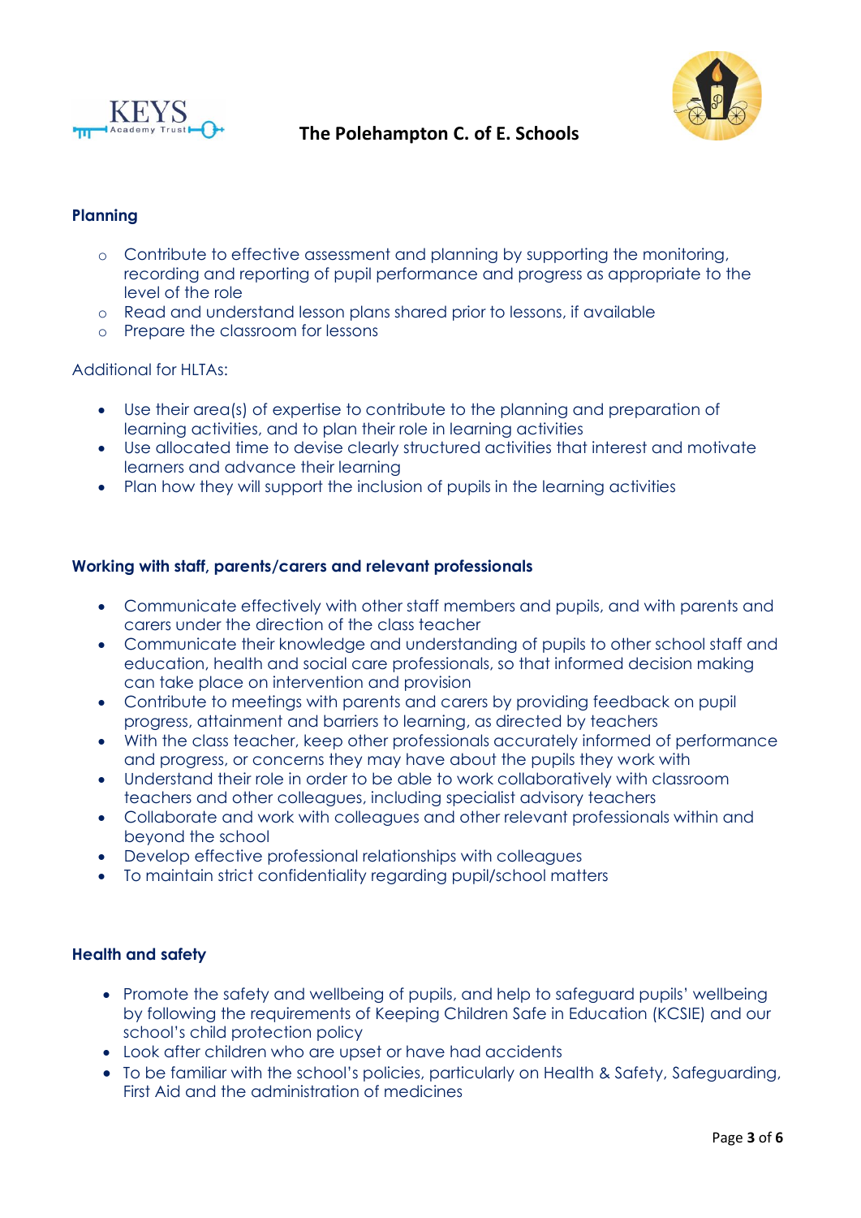**Planning**

- Contribute to effective assessment and planning by supporting the monitoring, recording and reporting of pupil performance and progress as appropriate to the level of the role
- Read and understand lesson plans shared prior to lessons, if available
- Prepare the classroom for lessons

Additional for HLTAs:

- Use their area(s) of expertise to contribute to the planning and preparation of learning activities, and to plan their role in learning activities
- Use allocated time to devise clearly structured activities that interest and motivate learners and advance their learning
- Plan how they will support the inclusion of pupils in the learning activities

**Working with staff, parents/carers and relevant professionals**

- Communicate effectively with other staff members and pupils, and with parents and carers under the direction of the class teacher
- Communicate their knowledge and understanding of pupils to other school staff and education, health and social care professionals, so that informed decision making can take place on intervention and provision
- Contribute to meetings with parents and carers by providing feedback on pupil progress, attainment and barriers to learning, as directed by teachers
- With the class teacher, keep other professionals accurately informed of performance and progress, or concerns they may have about the pupils they work with
- Understand their role in order to be able to work collaboratively with classroom teachers and other colleagues, including specialist advisory teachers
- Collaborate and work with colleagues and other relevant professionals within and beyond the school
- Develop effective professional relationships with colleagues
- To maintain strict confidentiality regarding pupil/school matters

**Health and safety**

- Promote the safety and wellbeing of pupils, and help to safeguard pupils' wellbeing by following the requirements of Keeping Children Safe in Education (KCSIE) and our school's child protection policy
- Look after children who are upset or have had accidents
- To be familiar with the school's policies, particularly on Health & Safety, Safeguarding, First Aid and the administration of medicines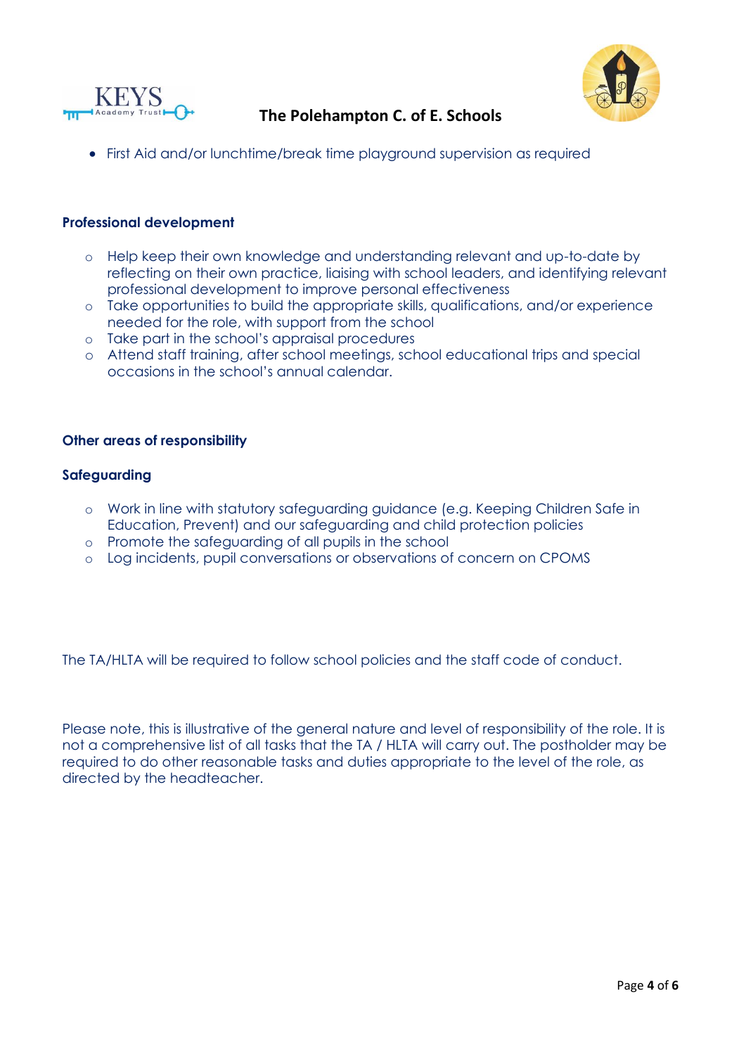- First Aid and/or lunchtime/break time playground supervision as required

**Professional development**

- Help keep their own knowledge and understanding relevant and up-to-date by reflecting on their own practice, liaising with school leaders, and identifying relevant professional development to improve personal effectiveness
- Take opportunities to build the appropriate skills, qualifications, and/or experience needed for the role, with support from the school
- Take part in the school's appraisal procedures
- Attend staff training, after school meetings, school educational trips and special occasions in the school's annual calendar.

**Other areas of responsibility**

**Safeguarding**

- Work in line with statutory safeguarding guidance (e.g. Keeping Children Safe in Education, Prevent) and our safeguarding and child protection policies
- Promote the safeguarding of all pupils in the school
- Log incidents, pupil conversations or observations of concern on CPOMS

The TA/HLTA will be required to follow school policies and the staff code of conduct.

Please note, this is illustrative of the general nature and level of responsibility of the role. It is not a comprehensive list of all tasks that the TA / HLTA will carry out. The postholder may be required to do other reasonable tasks and duties appropriate to the level of the role, as directed by the headteacher.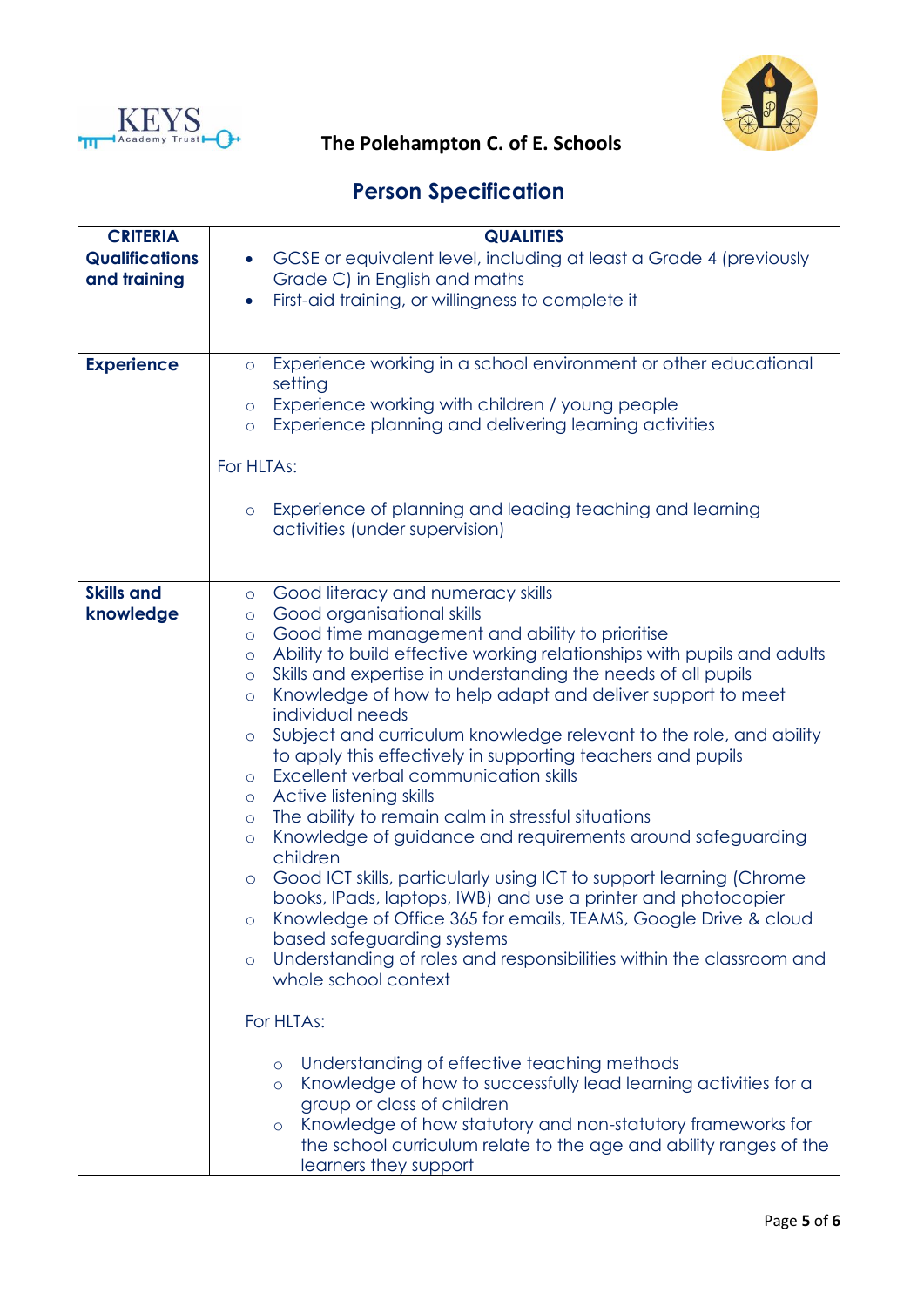The Polehampton C. of E. Schools

## Person Specification

| CRITERIA | QUALITIES |
|---|---|
| **Qualifications and training** | • GCSE or equivalent level, including at least a Grade 4 (previously Grade C) in English and maths<br>• First-aid training, or willingness to complete it |
| **Experience** | ○ Experience working in a school environment or other educational setting<br>○ Experience working with children / young people<br>○ Experience planning and delivering learning activities<br><br>For HLTAs:<br><br>○ Experience of planning and leading teaching and learning activities (under supervision) |
| **Skills and knowledge** | ○ Good literacy and numeracy skills<br>○ Good organisational skills<br>○ Good time management and ability to prioritise<br>○ Ability to build effective working relationships with pupils and adults<br>○ Skills and expertise in understanding the needs of all pupils<br>○ Knowledge of how to help adapt and deliver support to meet individual needs<br>○ Subject and curriculum knowledge relevant to the role, and ability to apply this effectively in supporting teachers and pupils<br>○ Excellent verbal communication skills<br>○ Active listening skills<br>○ The ability to remain calm in stressful situations<br>○ Knowledge of guidance and requirements around safeguarding children<br>○ Good ICT skills, particularly using ICT to support learning (Chrome books, IPads, laptops, IWB) and use a printer and photocopier<br>○ Knowledge of Office 365 for emails, TEAMS, Google Drive & cloud based safeguarding systems<br>○ Understanding of roles and responsibilities within the classroom and whole school context<br><br>For HLTAs:<br><br>○ Understanding of effective teaching methods<br>○ Knowledge of how to successfully lead learning activities for a group or class of children<br>○ Knowledge of how statutory and non-statutory frameworks for the school curriculum relate to the age and ability ranges of the learners they support |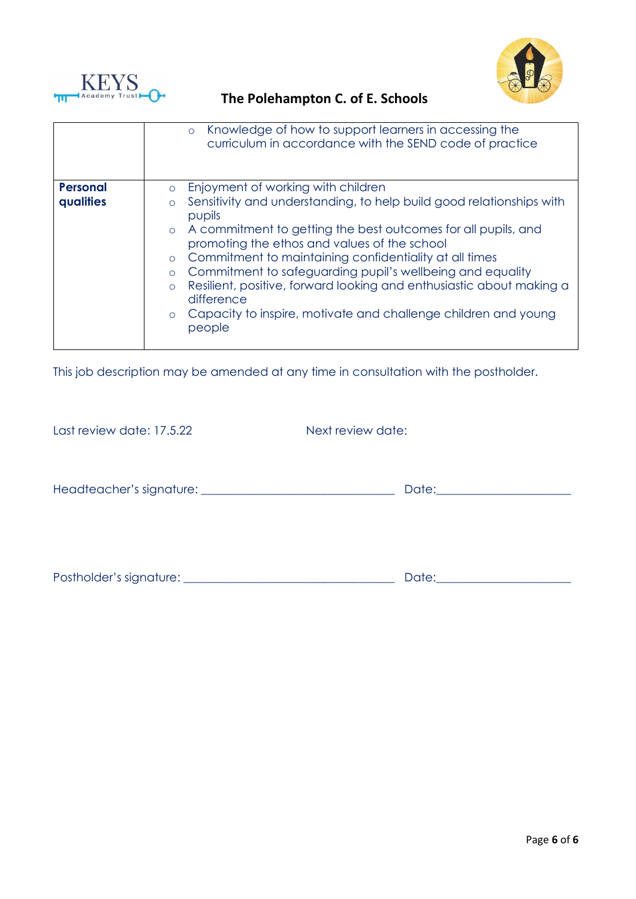| | |
|---|---|
| | ○ Knowledge of how to support learners in accessing the curriculum in accordance with the SEND code of practice |
| **Personal qualities** | ○ Enjoyment of working with children<br>○ Sensitivity and understanding, to help build good relationships with pupils<br>○ A commitment to getting the best outcomes for all pupils, and promoting the ethos and values of the school<br>○ Commitment to maintaining confidentiality at all times<br>○ Commitment to safeguarding pupil's wellbeing and equality<br>○ Resilient, positive, forward looking and enthusiastic about making a difference<br>○ Capacity to inspire, motivate and challenge children and young people |

This job description may be amended at any time in consultation with the postholder.

Last review date: 17.5.22 Next review date:

Headteacher's signature: ________________________________ Date:______________________

Postholder's signature: __________________________________ Date:______________________